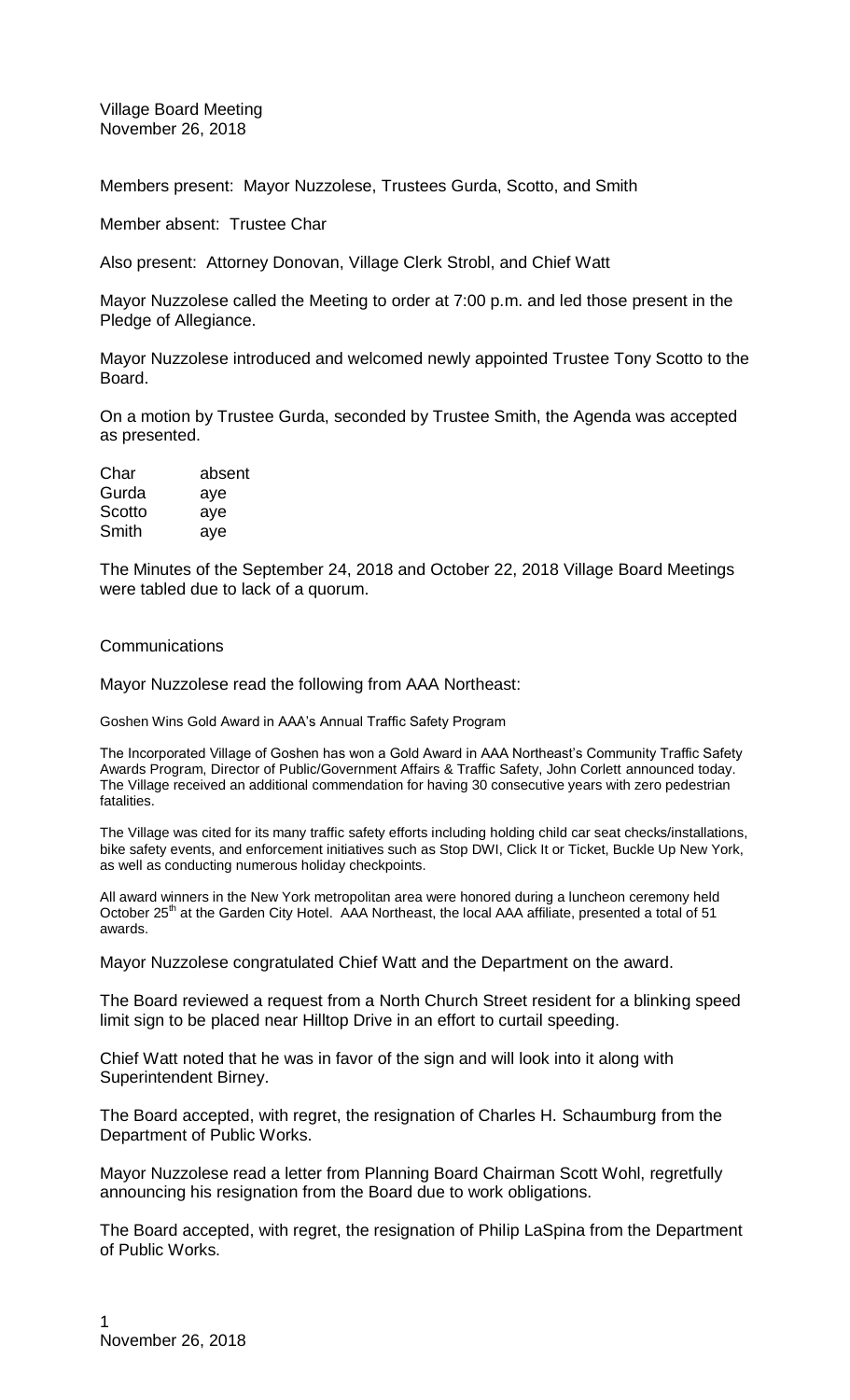Village Board Meeting
November 26, 2018

Members present: Mayor Nuzzolese, Trustees Gurda, Scotto, and Smith

Member absent: Trustee Char

Also present: Attorney Donovan, Village Clerk Strobl, and Chief Watt

Mayor Nuzzolese called the Meeting to order at 7:00 p.m. and led those present in the Pledge of Allegiance.

Mayor Nuzzolese introduced and welcomed newly appointed Trustee Tony Scotto to the Board.

On a motion by Trustee Gurda, seconded by Trustee Smith, the Agenda was accepted as presented.

| | |
|---|---|
| Char | absent |
| Gurda | aye |
| Scotto | aye |
| Smith | aye |

The Minutes of the September 24, 2018 and October 22, 2018 Village Board Meetings were tabled due to lack of a quorum.

Communications

Mayor Nuzzolese read the following from AAA Northeast:

Goshen Wins Gold Award in AAA's Annual Traffic Safety Program

The Incorporated Village of Goshen has won a Gold Award in AAA Northeast's Community Traffic Safety Awards Program, Director of Public/Government Affairs & Traffic Safety, John Corlett announced today. The Village received an additional commendation for having 30 consecutive years with zero pedestrian fatalities.

The Village was cited for its many traffic safety efforts including holding child car seat checks/installations, bike safety events, and enforcement initiatives such as Stop DWI, Click It or Ticket, Buckle Up New York, as well as conducting numerous holiday checkpoints.

All award winners in the New York metropolitan area were honored during a luncheon ceremony held October 25th at the Garden City Hotel. AAA Northeast, the local AAA affiliate, presented a total of 51 awards.

Mayor Nuzzolese congratulated Chief Watt and the Department on the award.

The Board reviewed a request from a North Church Street resident for a blinking speed limit sign to be placed near Hilltop Drive in an effort to curtail speeding.

Chief Watt noted that he was in favor of the sign and will look into it along with Superintendent Birney.

The Board accepted, with regret, the resignation of Charles H. Schaumburg from the Department of Public Works.

Mayor Nuzzolese read a letter from Planning Board Chairman Scott Wohl, regretfully announcing his resignation from the Board due to work obligations.

The Board accepted, with regret, the resignation of Philip LaSpina from the Department of Public Works.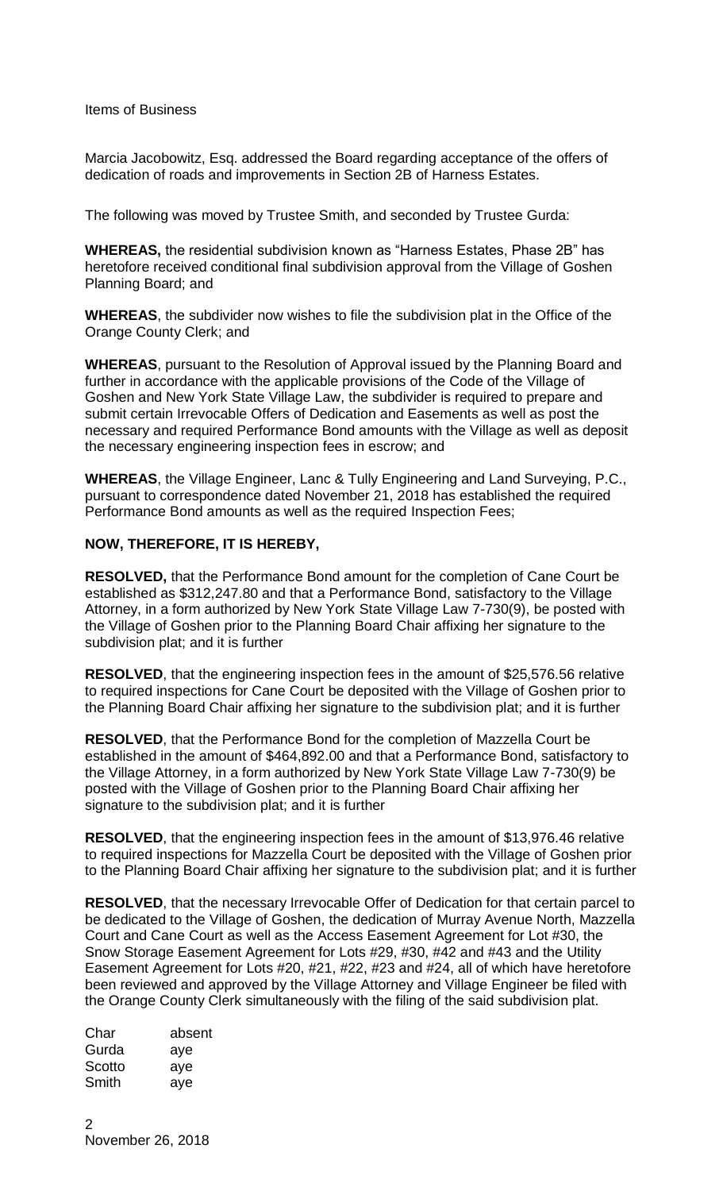Items of Business

Marcia Jacobowitz, Esq. addressed the Board regarding acceptance of the offers of dedication of roads and improvements in Section 2B of Harness Estates.

The following was moved by Trustee Smith, and seconded by Trustee Gurda:

**WHEREAS,** the residential subdivision known as "Harness Estates, Phase 2B" has heretofore received conditional final subdivision approval from the Village of Goshen Planning Board; and

**WHEREAS**, the subdivider now wishes to file the subdivision plat in the Office of the Orange County Clerk; and

**WHEREAS**, pursuant to the Resolution of Approval issued by the Planning Board and further in accordance with the applicable provisions of the Code of the Village of Goshen and New York State Village Law, the subdivider is required to prepare and submit certain Irrevocable Offers of Dedication and Easements as well as post the necessary and required Performance Bond amounts with the Village as well as deposit the necessary engineering inspection fees in escrow; and

**WHEREAS**, the Village Engineer, Lanc & Tully Engineering and Land Surveying, P.C., pursuant to correspondence dated November 21, 2018 has established the required Performance Bond amounts as well as the required Inspection Fees;

**NOW, THEREFORE, IT IS HEREBY,**

**RESOLVED,** that the Performance Bond amount for the completion of Cane Court be established as $312,247.80 and that a Performance Bond, satisfactory to the Village Attorney, in a form authorized by New York State Village Law 7-730(9), be posted with the Village of Goshen prior to the Planning Board Chair affixing her signature to the subdivision plat; and it is further

**RESOLVED**, that the engineering inspection fees in the amount of $25,576.56 relative to required inspections for Cane Court be deposited with the Village of Goshen prior to the Planning Board Chair affixing her signature to the subdivision plat; and it is further

**RESOLVED**, that the Performance Bond for the completion of Mazzella Court be established in the amount of $464,892.00 and that a Performance Bond, satisfactory to the Village Attorney, in a form authorized by New York State Village Law 7-730(9) be posted with the Village of Goshen prior to the Planning Board Chair affixing her signature to the subdivision plat; and it is further

**RESOLVED**, that the engineering inspection fees in the amount of $13,976.46 relative to required inspections for Mazzella Court be deposited with the Village of Goshen prior to the Planning Board Chair affixing her signature to the subdivision plat; and it is further

**RESOLVED**, that the necessary Irrevocable Offer of Dedication for that certain parcel to be dedicated to the Village of Goshen, the dedication of Murray Avenue North, Mazzella Court and Cane Court as well as the Access Easement Agreement for Lot #30, the Snow Storage Easement Agreement for Lots #29, #30, #42 and #43 and the Utility Easement Agreement for Lots #20, #21, #22, #23 and #24, all of which have heretofore been reviewed and approved by the Village Attorney and Village Engineer be filed with the Orange County Clerk simultaneously with the filing of the said subdivision plat.

Char absent
Gurda aye
Scotto aye
Smith aye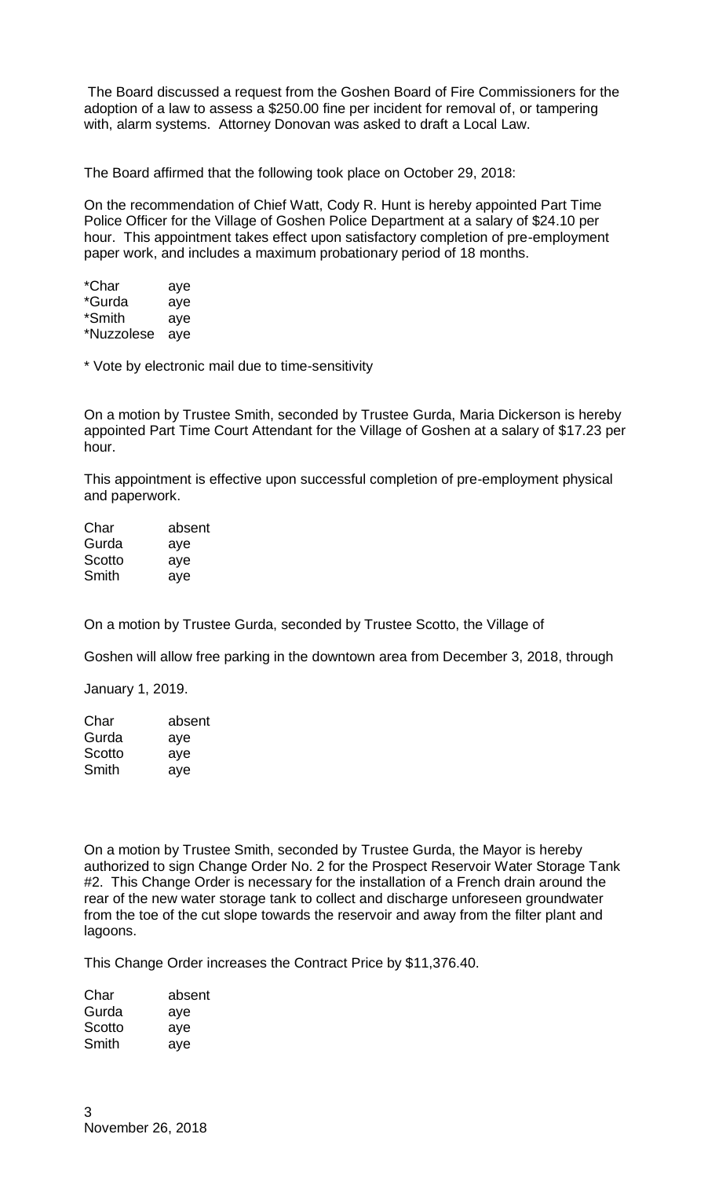The Board discussed a request from the Goshen Board of Fire Commissioners for the adoption of a law to assess a $250.00 fine per incident for removal of, or tampering with, alarm systems. Attorney Donovan was asked to draft a Local Law.

The Board affirmed that the following took place on October 29, 2018:

On the recommendation of Chief Watt, Cody R. Hunt is hereby appointed Part Time Police Officer for the Village of Goshen Police Department at a salary of $24.10 per hour. This appointment takes effect upon satisfactory completion of pre-employment paper work, and includes a maximum probationary period of 18 months.

| | |
|---|---|
| *Char | aye |
| *Gurda | aye |
| *Smith | aye |
| *Nuzzolese | aye |

\* Vote by electronic mail due to time-sensitivity

On a motion by Trustee Smith, seconded by Trustee Gurda, Maria Dickerson is hereby appointed Part Time Court Attendant for the Village of Goshen at a salary of $17.23 per hour.

This appointment is effective upon successful completion of pre-employment physical and paperwork.

| | |
|---|---|
| Char | absent |
| Gurda | aye |
| Scotto | aye |
| Smith | aye |

On a motion by Trustee Gurda, seconded by Trustee Scotto, the Village of Goshen will allow free parking in the downtown area from December 3, 2018, through January 1, 2019.

| | |
|---|---|
| Char | absent |
| Gurda | aye |
| Scotto | aye |
| Smith | aye |

On a motion by Trustee Smith, seconded by Trustee Gurda, the Mayor is hereby authorized to sign Change Order No. 2 for the Prospect Reservoir Water Storage Tank #2. This Change Order is necessary for the installation of a French drain around the rear of the new water storage tank to collect and discharge unforeseen groundwater from the toe of the cut slope towards the reservoir and away from the filter plant and lagoons.

This Change Order increases the Contract Price by $11,376.40.

| | |
|---|---|
| Char | absent |
| Gurda | aye |
| Scotto | aye |
| Smith | aye |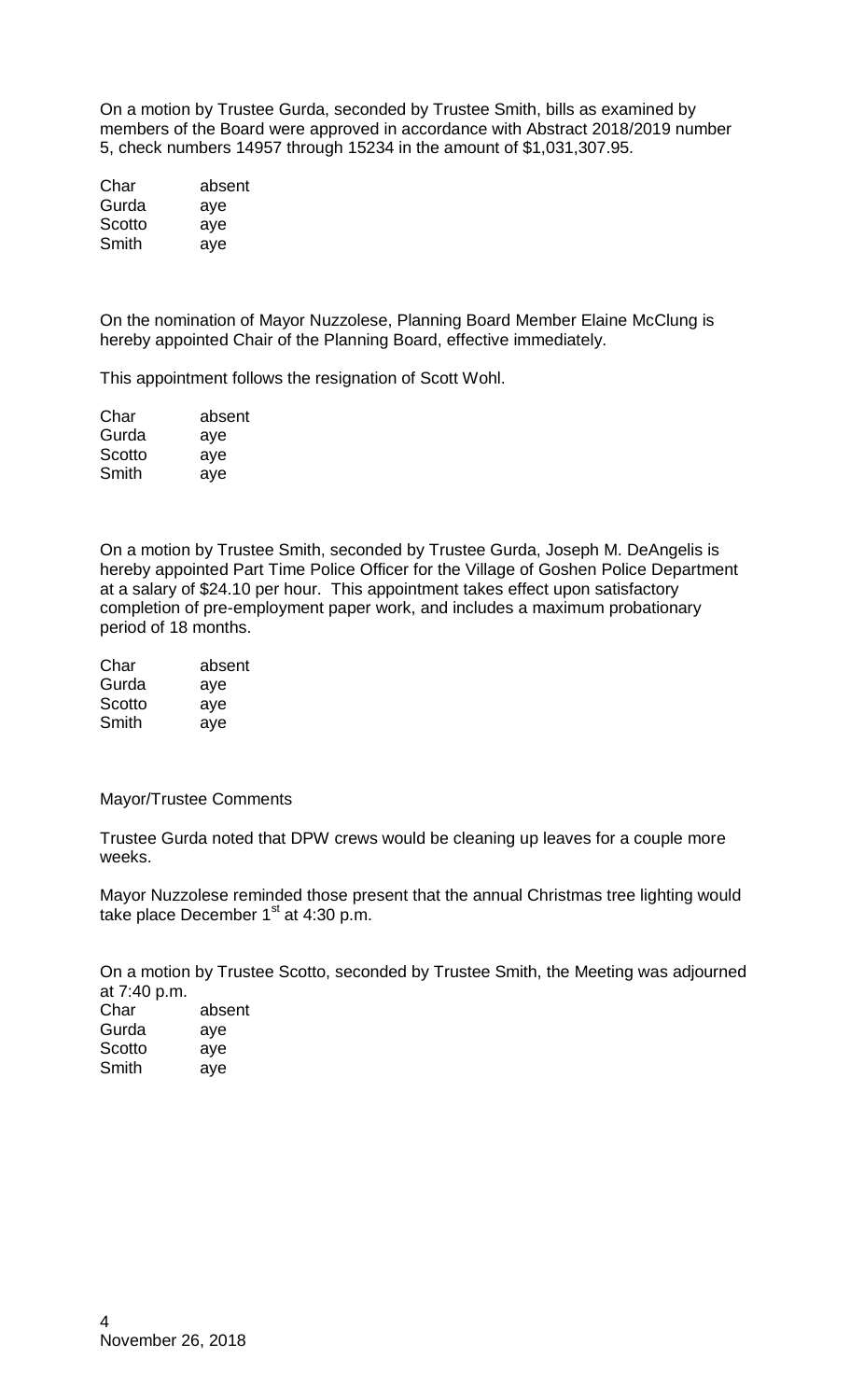On a motion by Trustee Gurda, seconded by Trustee Smith, bills as examined by members of the Board were approved in accordance with Abstract 2018/2019 number 5, check numbers 14957 through 15234 in the amount of $1,031,307.95.

| | |
|---|---|
| Char | absent |
| Gurda | aye |
| Scotto | aye |
| Smith | aye |

On the nomination of Mayor Nuzzolese, Planning Board Member Elaine McClung is hereby appointed Chair of the Planning Board, effective immediately.

This appointment follows the resignation of Scott Wohl.

| | |
|---|---|
| Char | absent |
| Gurda | aye |
| Scotto | aye |
| Smith | aye |

On a motion by Trustee Smith, seconded by Trustee Gurda, Joseph M. DeAngelis is hereby appointed Part Time Police Officer for the Village of Goshen Police Department at a salary of $24.10 per hour. This appointment takes effect upon satisfactory completion of pre-employment paper work, and includes a maximum probationary period of 18 months.

| | |
|---|---|
| Char | absent |
| Gurda | aye |
| Scotto | aye |
| Smith | aye |

Mayor/Trustee Comments

Trustee Gurda noted that DPW crews would be cleaning up leaves for a couple more weeks.

Mayor Nuzzolese reminded those present that the annual Christmas tree lighting would take place December 1st at 4:30 p.m.

On a motion by Trustee Scotto, seconded by Trustee Smith, the Meeting was adjourned at 7:40 p.m.

| | |
|---|---|
| Char | absent |
| Gurda | aye |
| Scotto | aye |
| Smith | aye |

November 26, 2018